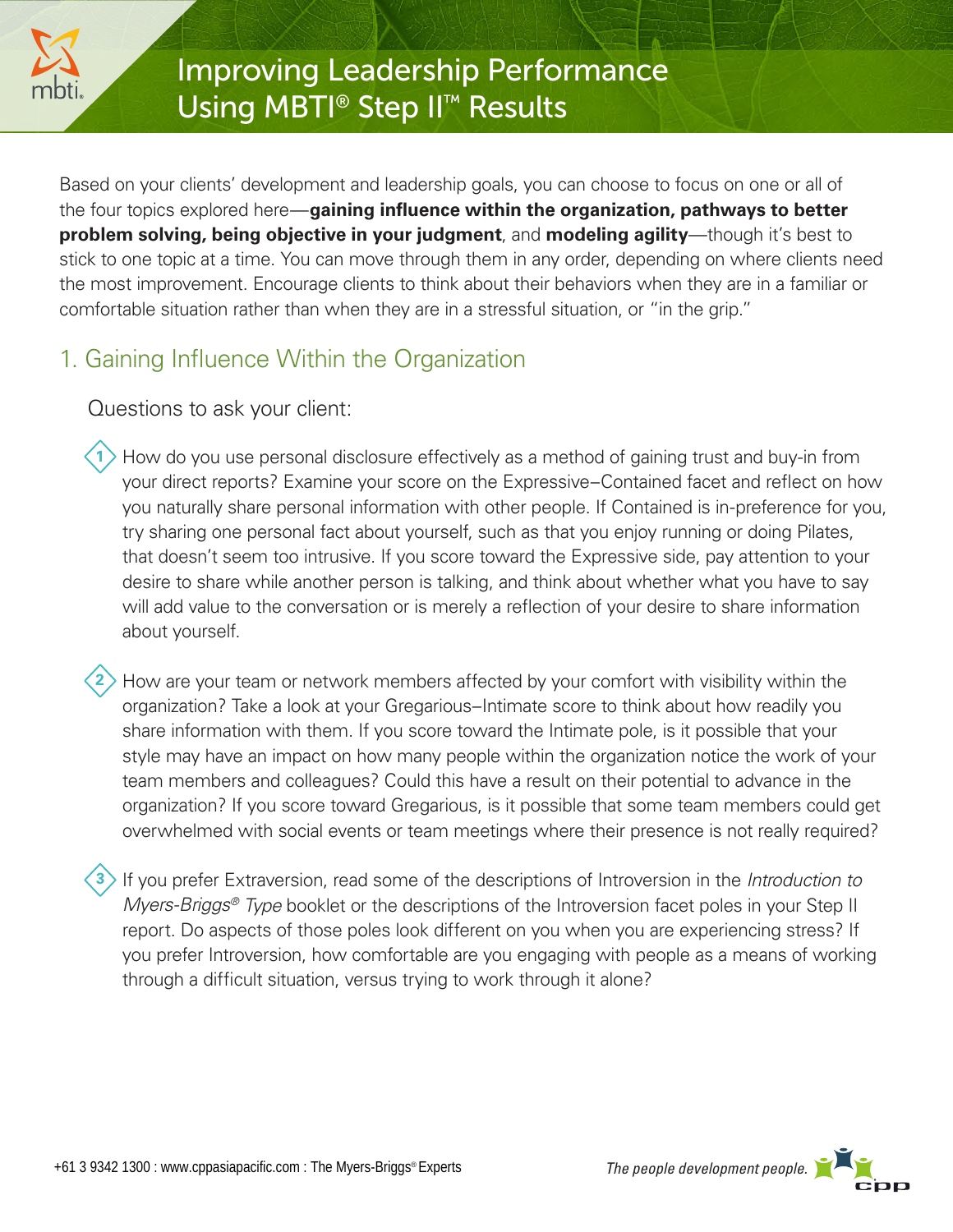# Improving Leadership Performance Using MBTI® Step II™ Results

Based on your clients' development and leadership goals, you can choose to focus on one or all of the four topics explored here—**gaining influence within the organization, pathways to better problem solving, being objective in your judgment**, and **modeling agility**—though it's best to stick to one topic at a time. You can move through them in any order, depending on where clients need the most improvement. Encourage clients to think about their behaviors when they are in a familiar or comfortable situation rather than when they are in a stressful situation, or "in the grip."

## 1. Gaining Influence Within the Organization

Questions to ask your client:

1. How do you use personal disclosure effectively as a method of gaining trust and buy-in from your direct reports? Examine your score on the Expressive–Contained facet and reflect on how you naturally share personal information with other people. If Contained is in-preference for you, try sharing one personal fact about yourself, such as that you enjoy running or doing Pilates, that doesn't seem too intrusive. If you score toward the Expressive side, pay attention to your desire to share while another person is talking, and think about whether what you have to say will add value to the conversation or is merely a reflection of your desire to share information about yourself.

2. How are your team or network members affected by your comfort with visibility within the organization? Take a look at your Gregarious–Intimate score to think about how readily you share information with them. If you score toward the Intimate pole, is it possible that your style may have an impact on how many people within the organization notice the work of your team members and colleagues? Could this have a result on their potential to advance in the organization? If you score toward Gregarious, is it possible that some team members could get overwhelmed with social events or team meetings where their presence is not really required?

3. If you prefer Extraversion, read some of the descriptions of Introversion in the *Introduction to Myers-Briggs® Type* booklet or the descriptions of the Introversion facet poles in your Step II report. Do aspects of those poles look different on you when you are experiencing stress? If you prefer Introversion, how comfortable are you engaging with people as a means of working through a difficult situation, versus trying to work through it alone?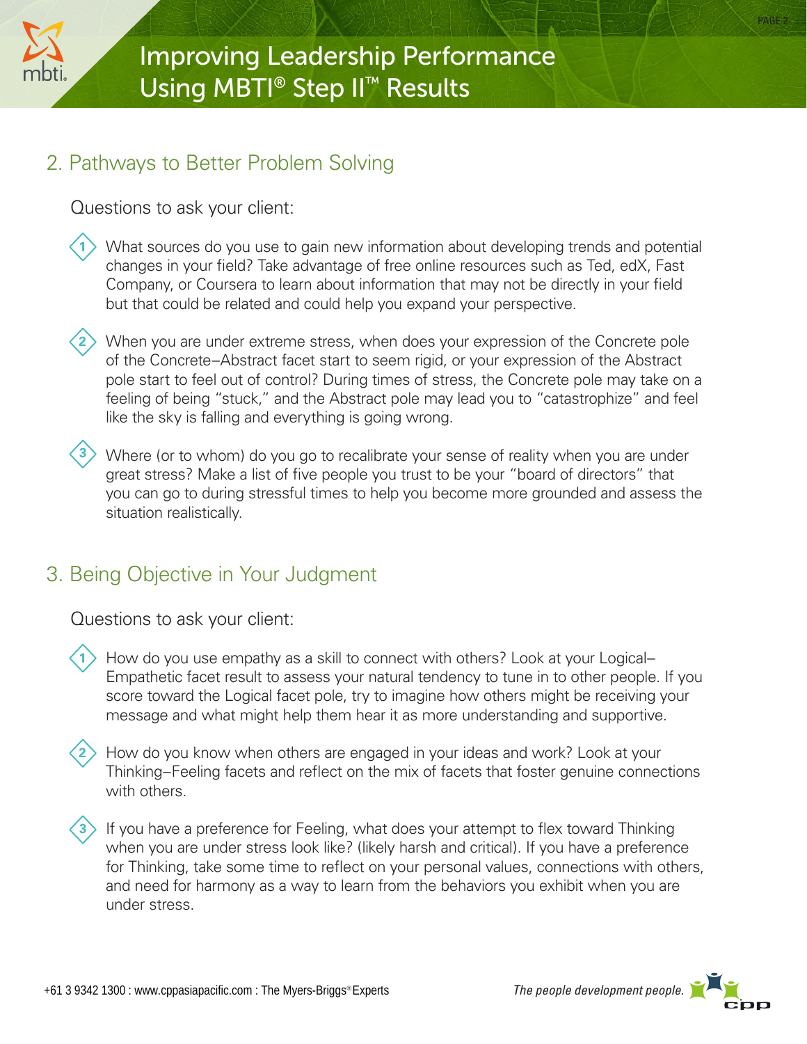## 2. Pathways to Better Problem Solving

Questions to ask your client:

1. What sources do you use to gain new information about developing trends and potential changes in your field? Take advantage of free online resources such as Ted, edX, Fast Company, or Coursera to learn about information that may not be directly in your field but that could be related and could help you expand your perspective.

2. When you are under extreme stress, when does your expression of the Concrete pole of the Concrete–Abstract facet start to seem rigid, or your expression of the Abstract pole start to feel out of control? During times of stress, the Concrete pole may take on a feeling of being "stuck," and the Abstract pole may lead you to "catastrophize" and feel like the sky is falling and everything is going wrong.

3. Where (or to whom) do you go to recalibrate your sense of reality when you are under great stress? Make a list of five people you trust to be your "board of directors" that you can go to during stressful times to help you become more grounded and assess the situation realistically.

## 3. Being Objective in Your Judgment

Questions to ask your client:

1. How do you use empathy as a skill to connect with others? Look at your Logical–Empathetic facet result to assess your natural tendency to tune in to other people. If you score toward the Logical facet pole, try to imagine how others might be receiving your message and what might help them hear it as more understanding and supportive.

2. How do you know when others are engaged in your ideas and work? Look at your Thinking–Feeling facets and reflect on the mix of facets that foster genuine connections with others.

3. If you have a preference for Feeling, what does your attempt to flex toward Thinking when you are under stress look like? (likely harsh and critical). If you have a preference for Thinking, take some time to reflect on your personal values, connections with others, and need for harmony as a way to learn from the behaviors you exhibit when you are under stress.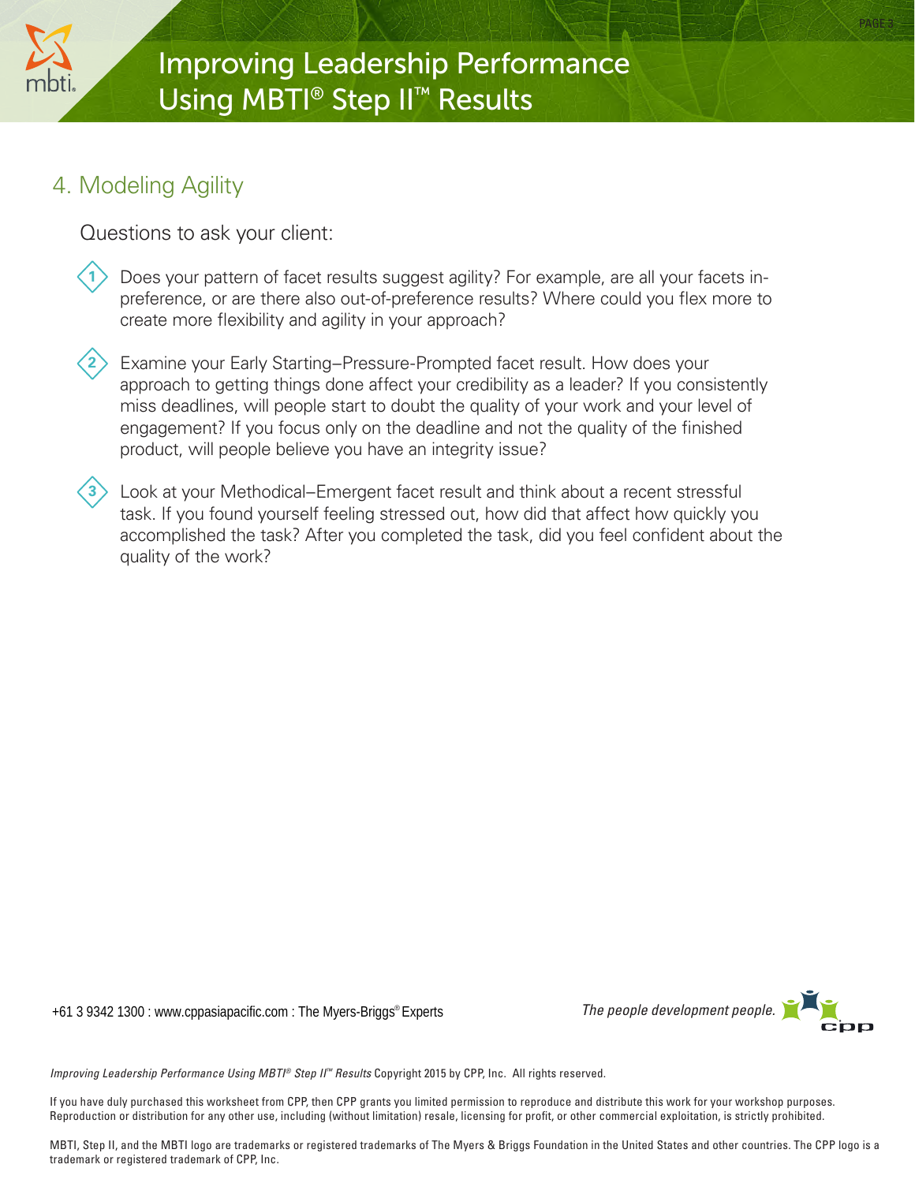# Improving Leadership Performance Using MBTI® Step II™ Results

## 4. Modeling Agility

Questions to ask your client:

1. Does your pattern of facet results suggest agility? For example, are all your facets in-preference, or are there also out-of-preference results? Where could you flex more to create more flexibility and agility in your approach?

2. Examine your Early Starting–Pressure-Prompted facet result. How does your approach to getting things done affect your credibility as a leader? If you consistently miss deadlines, will people start to doubt the quality of your work and your level of engagement? If you focus only on the deadline and not the quality of the finished product, will people believe you have an integrity issue?

3. Look at your Methodical–Emergent facet result and think about a recent stressful task. If you found yourself feeling stressed out, how did that affect how quickly you accomplished the task? After you completed the task, did you feel confident about the quality of the work?

+61 3 9342 1300 : www.cppasiapacific.com : The Myers-Briggs® Experts

*The people development people.*

*Improving Leadership Performance Using MBTI® Step II™ Results* Copyright 2015 by CPP, Inc. All rights reserved.

If you have duly purchased this worksheet from CPP, then CPP grants you limited permission to reproduce and distribute this work for your workshop purposes. Reproduction or distribution for any other use, including (without limitation) resale, licensing for profit, or other commercial exploitation, is strictly prohibited.

MBTI, Step II, and the MBTI logo are trademarks or registered trademarks of The Myers & Briggs Foundation in the United States and other countries. The CPP logo is a trademark or registered trademark of CPP, Inc.